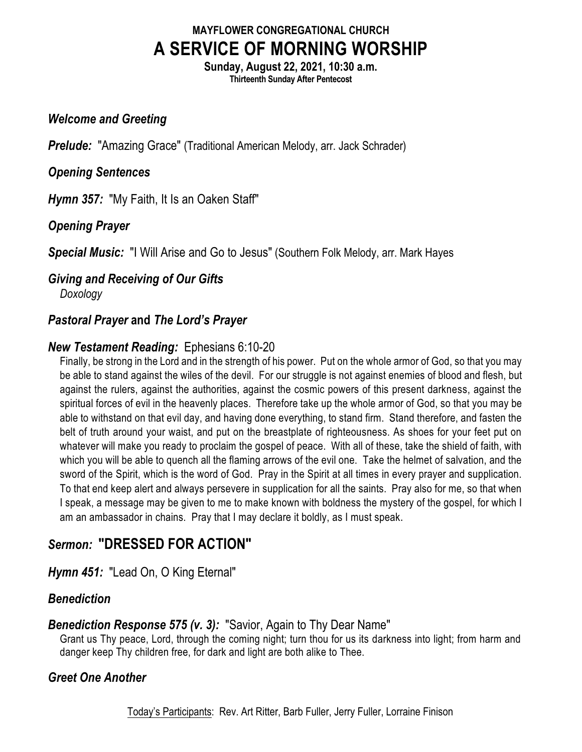**MAYFLOWER CONGREGATIONAL CHURCH**

# A SERVICE OF MORNING WORSHIP

**Sunday, August 22, 2021, 10:30 a.m.**
**Thirteenth Sunday After Pentecost**

***Welcome and Greeting***

***Prelude:*** "Amazing Grace" (Traditional American Melody, arr. Jack Schrader)

***Opening Sentences***

***Hymn 357:*** "My Faith, It Is an Oaken Staff"

***Opening Prayer***

***Special Music:*** "I Will Arise and Go to Jesus" (Southern Folk Melody, arr. Mark Hayes

***Giving and Receiving of Our Gifts***
*Doxology*

***Pastoral Prayer* and *The Lord's Prayer***

***New Testament Reading:*** Ephesians 6:10-20

Finally, be strong in the Lord and in the strength of his power. Put on the whole armor of God, so that you may be able to stand against the wiles of the devil. For our struggle is not against enemies of blood and flesh, but against the rulers, against the authorities, against the cosmic powers of this present darkness, against the spiritual forces of evil in the heavenly places. Therefore take up the whole armor of God, so that you may be able to withstand on that evil day, and having done everything, to stand firm. Stand therefore, and fasten the belt of truth around your waist, and put on the breastplate of righteousness. As shoes for your feet put on whatever will make you ready to proclaim the gospel of peace. With all of these, take the shield of faith, with which you will be able to quench all the flaming arrows of the evil one. Take the helmet of salvation, and the sword of the Spirit, which is the word of God. Pray in the Spirit at all times in every prayer and supplication. To that end keep alert and always persevere in supplication for all the saints. Pray also for me, so that when I speak, a message may be given to me to make known with boldness the mystery of the gospel, for which I am an ambassador in chains. Pray that I may declare it boldly, as I must speak.

## *Sermon:* "DRESSED FOR ACTION"

***Hymn 451:*** "Lead On, O King Eternal"

***Benediction***

***Benediction Response 575 (v. 3):*** "Savior, Again to Thy Dear Name"

Grant us Thy peace, Lord, through the coming night; turn thou for us its darkness into light; from harm and danger keep Thy children free, for dark and light are both alike to Thee.

***Greet One Another***

Today's Participants: Rev. Art Ritter, Barb Fuller, Jerry Fuller, Lorraine Finison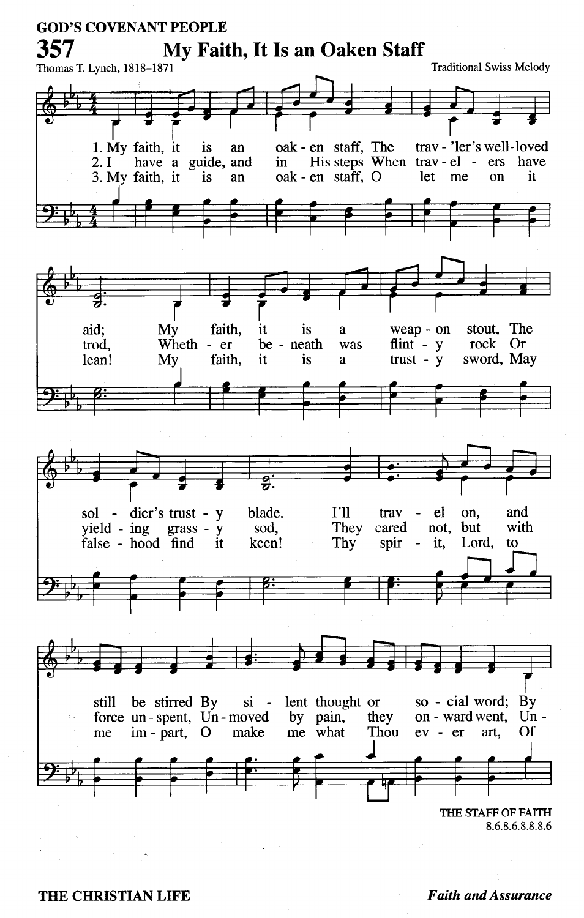GOD'S COVENANT PEOPLE

# 357 My Faith, It Is an Oaken Staff

Thomas T. Lynch, 1818–1871

Traditional Swiss Melody

1. My faith, it is an oaken staff, The trav'ler's well-loved aid; My faith, it is a weapon stout, The soldier's trusty blade. I'll travel on, and still be stirred By silent thought or social word; By

2. I have a guide, and in His steps When travelers have trod, Whether beneath was flinty rock Or yielding grassy sod, They cared not, but with force unspent, Unmoved by pain, they onward went, Un-

3. My faith, it is an oaken staff, O let me on it lean! My faith, it is a trusty sword, May falsehood find it keen! Thy spirit, Lord, to me impart, O make me what Thou ever art, Of

THE STAFF OF FAITH
8.6.8.6.8.8.8.6

THE CHRISTIAN LIFE

*Faith and Assurance*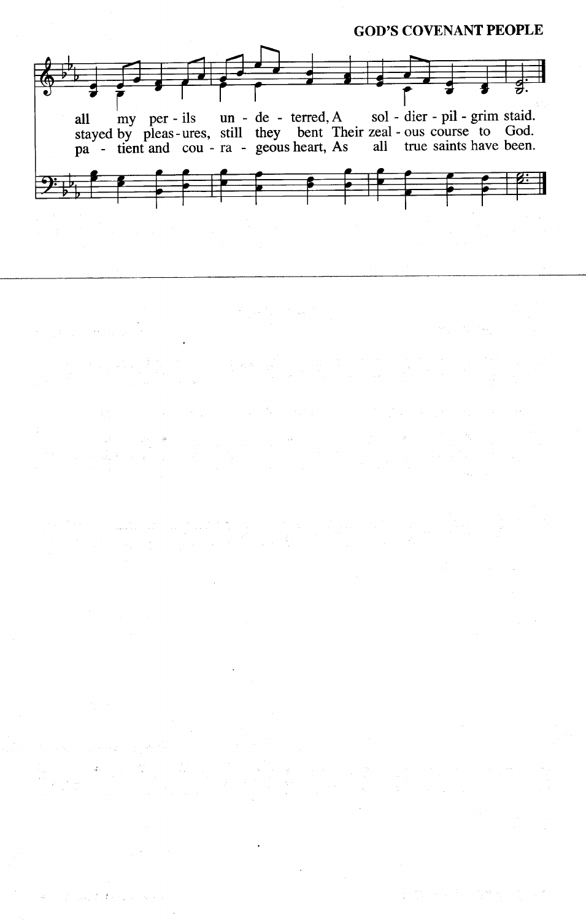all my per - ils un - de - terred, A sol - dier - pil - grim staid.
stayed by pleas - ures, still they bent Their zeal - ous course to God.
pa - tient and cou - ra - geous heart, As all true saints have been.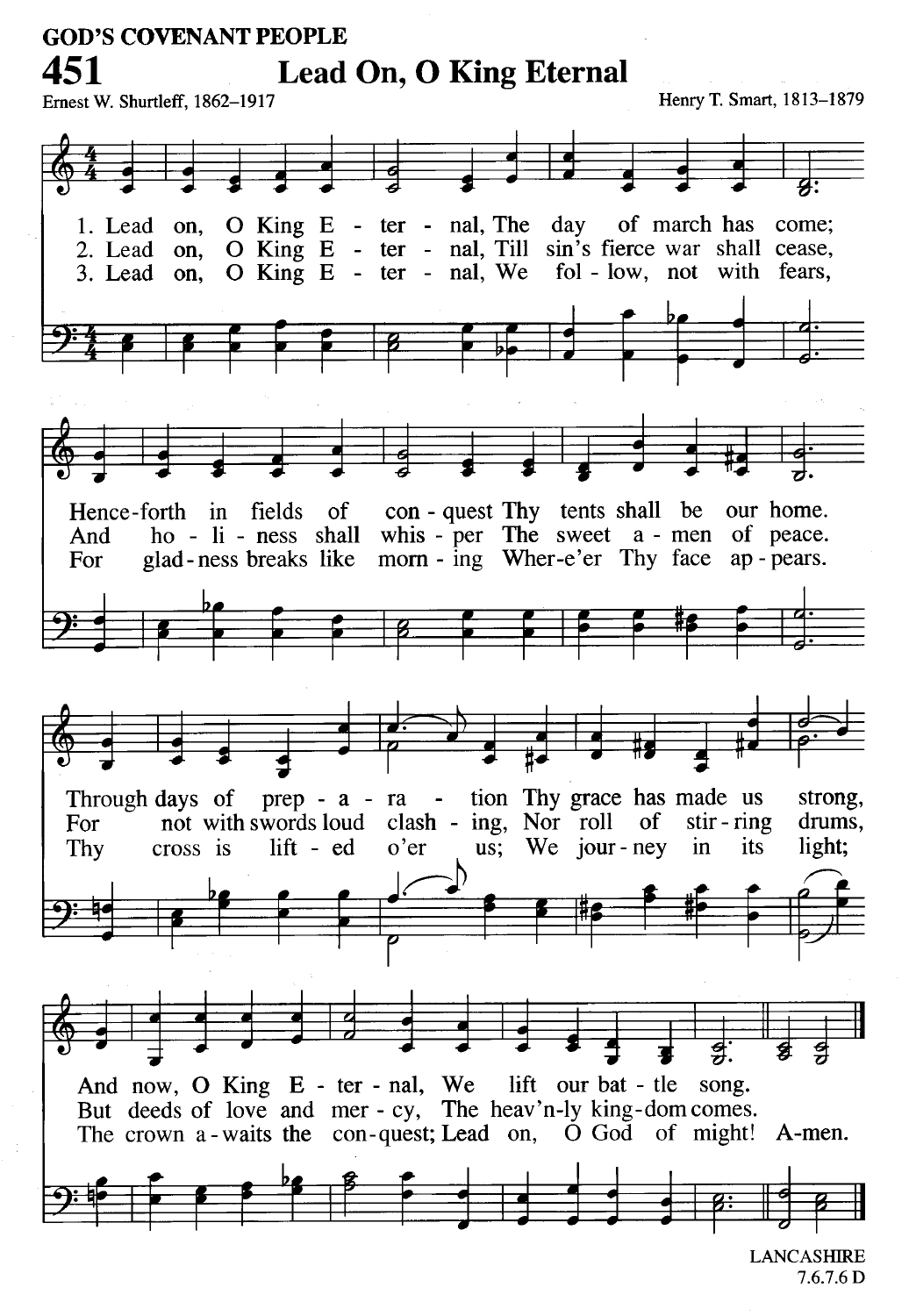GOD'S COVENANT PEOPLE

# 451 Lead On, O King Eternal

Ernest W. Shurtleff, 1862–1917

Henry T. Smart, 1813–1879

1. Lead on, O King Eternal, The day of march has come;
Henceforth in fields of conquest Thy tents shall be our home.
Through days of preparation Thy grace has made us strong,
And now, O King Eternal, We lift our battle song.

2. Lead on, O King Eternal, Till sin's fierce war shall cease,
And holiness shall whisper The sweet amen of peace.
For not with swords loud clashing, Nor roll of stirring drums,
But deeds of love and mercy, The heav'nly kingdom comes.

3. Lead on, O King Eternal, We follow, not with fears,
For gladness breaks like morning Wher-e'er Thy face appears.
Thy cross is lifted o'er us; We journey in its light;
The crown awaits the conquest; Lead on, O God of might! Amen.

LANCASHIRE
7.6.7.6 D